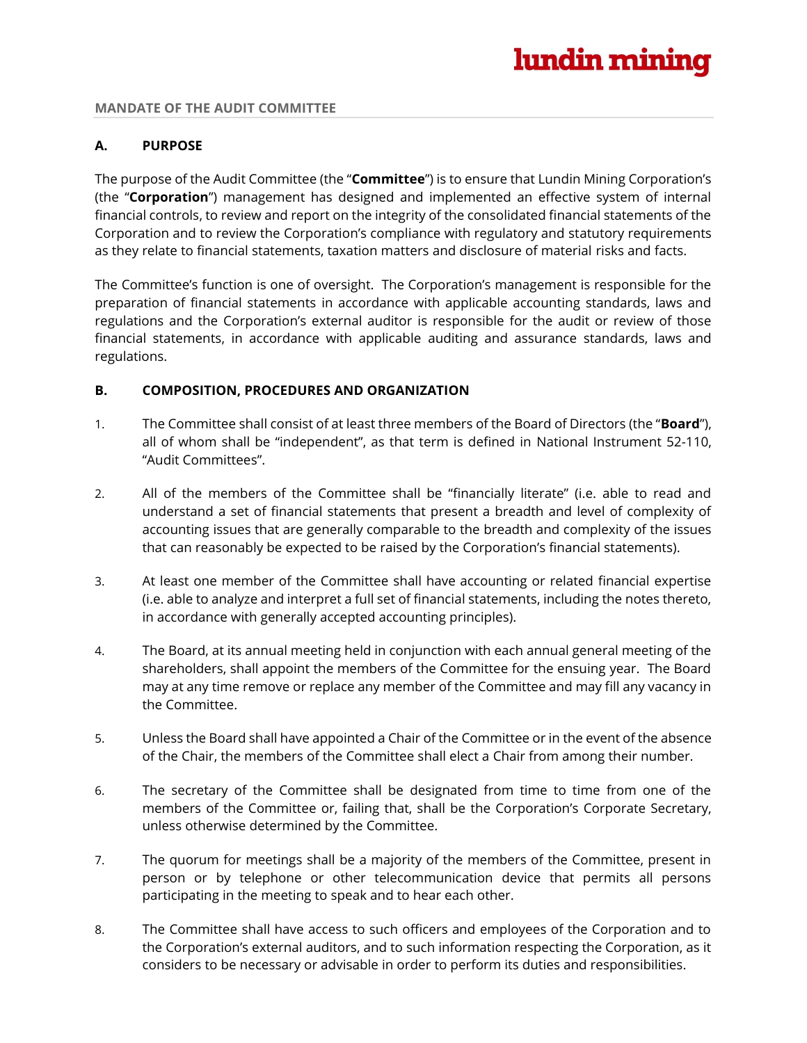**MANDATE OF THE AUDIT COMMITTEE**

## A. PURPOSE

The purpose of the Audit Committee (the "**Committee**") is to ensure that Lundin Mining Corporation's (the "**Corporation**") management has designed and implemented an effective system of internal financial controls, to review and report on the integrity of the consolidated financial statements of the Corporation and to review the Corporation's compliance with regulatory and statutory requirements as they relate to financial statements, taxation matters and disclosure of material risks and facts.

The Committee's function is one of oversight. The Corporation's management is responsible for the preparation of financial statements in accordance with applicable accounting standards, laws and regulations and the Corporation's external auditor is responsible for the audit or review of those financial statements, in accordance with applicable auditing and assurance standards, laws and regulations.

## B. COMPOSITION, PROCEDURES AND ORGANIZATION

1. The Committee shall consist of at least three members of the Board of Directors (the "**Board**"), all of whom shall be "independent", as that term is defined in National Instrument 52-110, "Audit Committees".

2. All of the members of the Committee shall be "financially literate" (i.e. able to read and understand a set of financial statements that present a breadth and level of complexity of accounting issues that are generally comparable to the breadth and complexity of the issues that can reasonably be expected to be raised by the Corporation's financial statements).

3. At least one member of the Committee shall have accounting or related financial expertise (i.e. able to analyze and interpret a full set of financial statements, including the notes thereto, in accordance with generally accepted accounting principles).

4. The Board, at its annual meeting held in conjunction with each annual general meeting of the shareholders, shall appoint the members of the Committee for the ensuing year. The Board may at any time remove or replace any member of the Committee and may fill any vacancy in the Committee.

5. Unless the Board shall have appointed a Chair of the Committee or in the event of the absence of the Chair, the members of the Committee shall elect a Chair from among their number.

6. The secretary of the Committee shall be designated from time to time from one of the members of the Committee or, failing that, shall be the Corporation's Corporate Secretary, unless otherwise determined by the Committee.

7. The quorum for meetings shall be a majority of the members of the Committee, present in person or by telephone or other telecommunication device that permits all persons participating in the meeting to speak and to hear each other.

8. The Committee shall have access to such officers and employees of the Corporation and to the Corporation's external auditors, and to such information respecting the Corporation, as it considers to be necessary or advisable in order to perform its duties and responsibilities.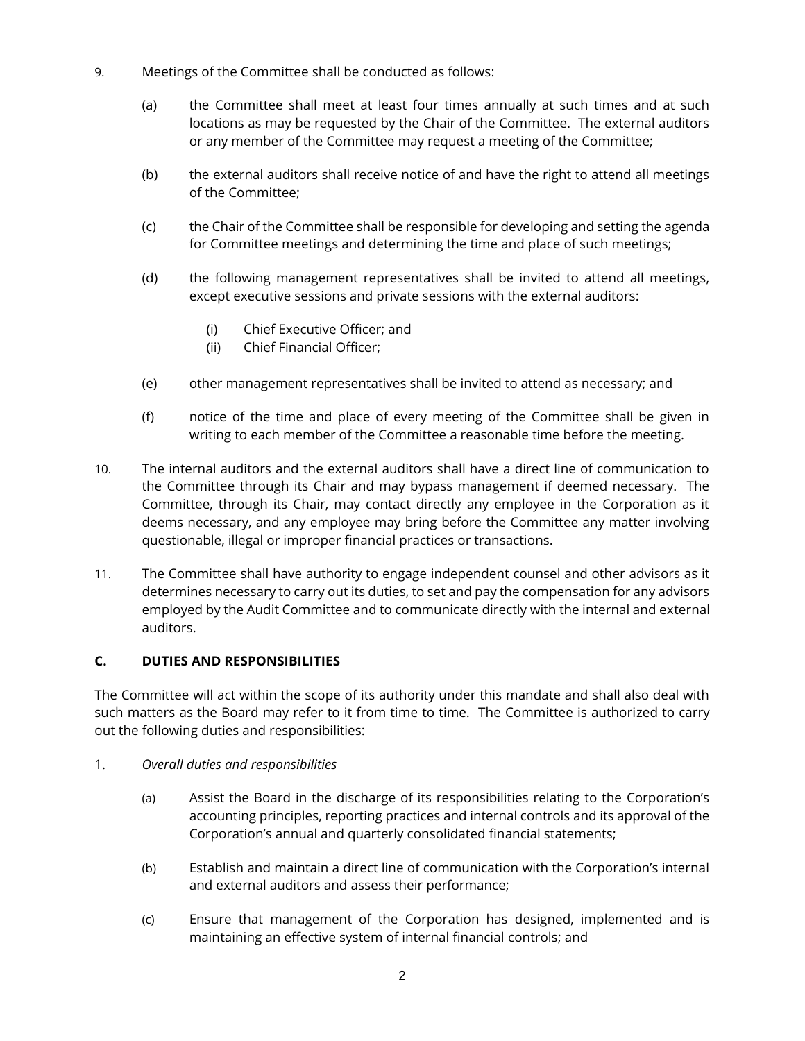9. Meetings of the Committee shall be conducted as follows:

   (a) the Committee shall meet at least four times annually at such times and at such locations as may be requested by the Chair of the Committee. The external auditors or any member of the Committee may request a meeting of the Committee;

   (b) the external auditors shall receive notice of and have the right to attend all meetings of the Committee;

   (c) the Chair of the Committee shall be responsible for developing and setting the agenda for Committee meetings and determining the time and place of such meetings;

   (d) the following management representatives shall be invited to attend all meetings, except executive sessions and private sessions with the external auditors:

      (i) Chief Executive Officer; and
      (ii) Chief Financial Officer;

   (e) other management representatives shall be invited to attend as necessary; and

   (f) notice of the time and place of every meeting of the Committee shall be given in writing to each member of the Committee a reasonable time before the meeting.

10. The internal auditors and the external auditors shall have a direct line of communication to the Committee through its Chair and may bypass management if deemed necessary. The Committee, through its Chair, may contact directly any employee in the Corporation as it deems necessary, and any employee may bring before the Committee any matter involving questionable, illegal or improper financial practices or transactions.

11. The Committee shall have authority to engage independent counsel and other advisors as it determines necessary to carry out its duties, to set and pay the compensation for any advisors employed by the Audit Committee and to communicate directly with the internal and external auditors.

## C. DUTIES AND RESPONSIBILITIES

The Committee will act within the scope of its authority under this mandate and shall also deal with such matters as the Board may refer to it from time to time. The Committee is authorized to carry out the following duties and responsibilities:

1. *Overall duties and responsibilities*

   (a) Assist the Board in the discharge of its responsibilities relating to the Corporation's accounting principles, reporting practices and internal controls and its approval of the Corporation's annual and quarterly consolidated financial statements;

   (b) Establish and maintain a direct line of communication with the Corporation's internal and external auditors and assess their performance;

   (c) Ensure that management of the Corporation has designed, implemented and is maintaining an effective system of internal financial controls; and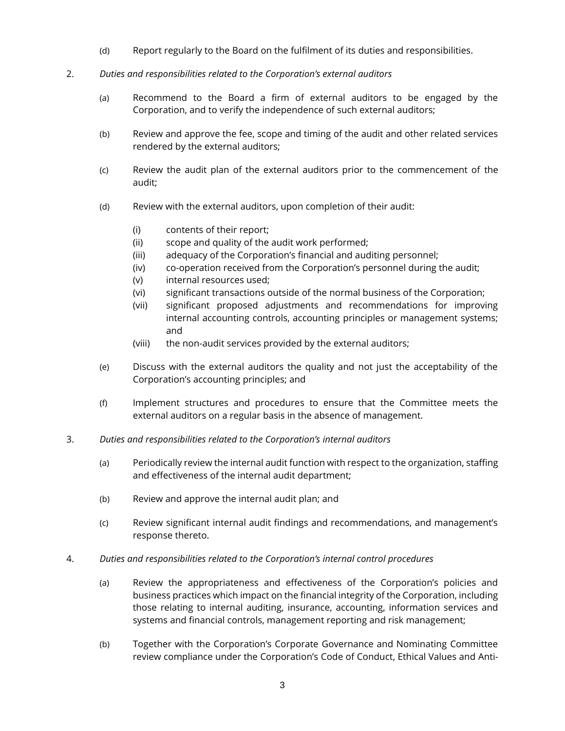(d) Report regularly to the Board on the fulfilment of its duties and responsibilities.

2. *Duties and responsibilities related to the Corporation's external auditors*

   (a) Recommend to the Board a firm of external auditors to be engaged by the Corporation, and to verify the independence of such external auditors;

   (b) Review and approve the fee, scope and timing of the audit and other related services rendered by the external auditors;

   (c) Review the audit plan of the external auditors prior to the commencement of the audit;

   (d) Review with the external auditors, upon completion of their audit:

      (i) contents of their report;
      (ii) scope and quality of the audit work performed;
      (iii) adequacy of the Corporation's financial and auditing personnel;
      (iv) co-operation received from the Corporation's personnel during the audit;
      (v) internal resources used;
      (vi) significant transactions outside of the normal business of the Corporation;
      (vii) significant proposed adjustments and recommendations for improving internal accounting controls, accounting principles or management systems; and
      (viii) the non-audit services provided by the external auditors;

   (e) Discuss with the external auditors the quality and not just the acceptability of the Corporation's accounting principles; and

   (f) Implement structures and procedures to ensure that the Committee meets the external auditors on a regular basis in the absence of management.

3. *Duties and responsibilities related to the Corporation's internal auditors*

   (a) Periodically review the internal audit function with respect to the organization, staffing and effectiveness of the internal audit department;

   (b) Review and approve the internal audit plan; and

   (c) Review significant internal audit findings and recommendations, and management's response thereto.

4. *Duties and responsibilities related to the Corporation's internal control procedures*

   (a) Review the appropriateness and effectiveness of the Corporation's policies and business practices which impact on the financial integrity of the Corporation, including those relating to internal auditing, insurance, accounting, information services and systems and financial controls, management reporting and risk management;

   (b) Together with the Corporation's Corporate Governance and Nominating Committee review compliance under the Corporation's Code of Conduct, Ethical Values and Anti-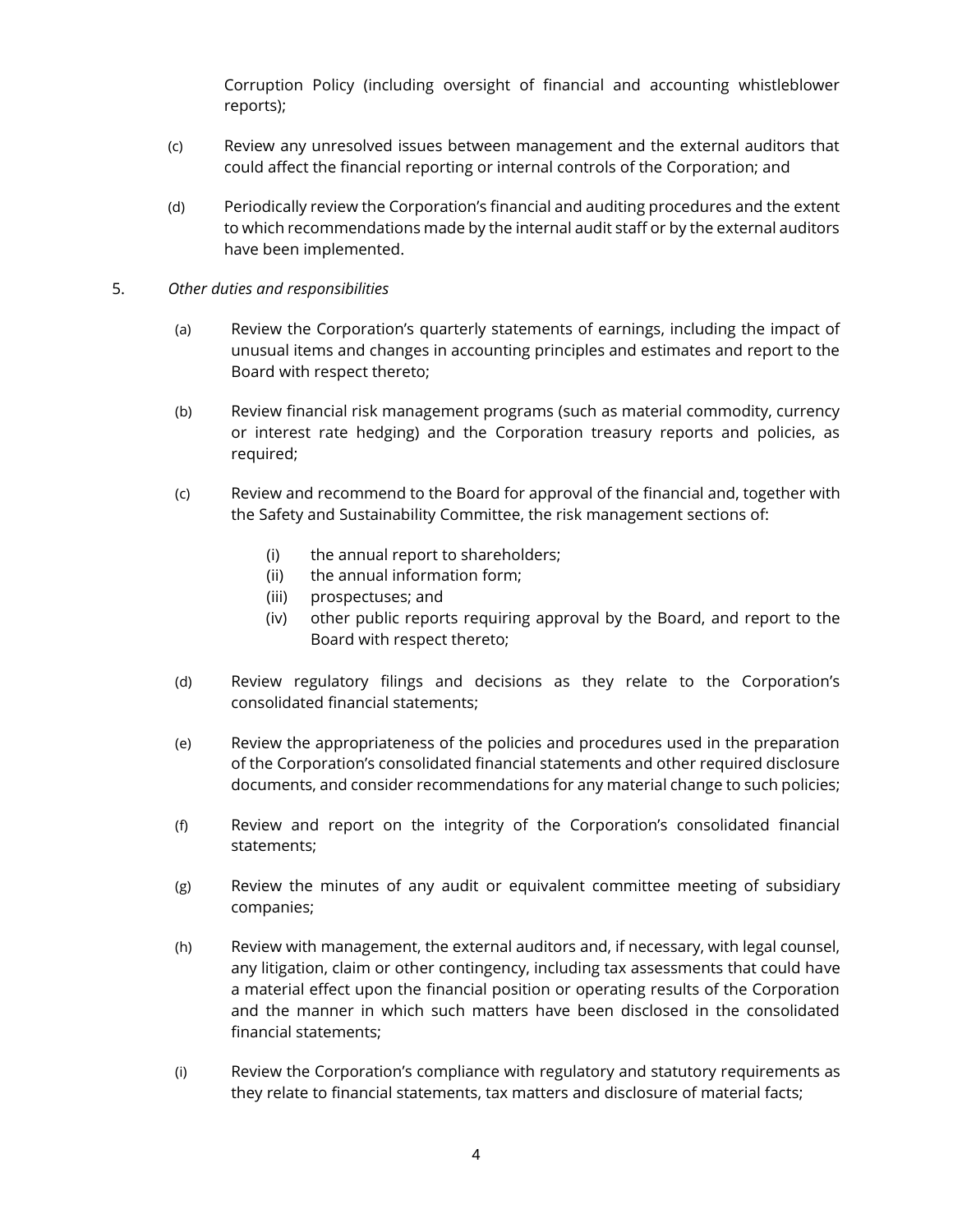Corruption Policy (including oversight of financial and accounting whistleblower reports);

(c) Review any unresolved issues between management and the external auditors that could affect the financial reporting or internal controls of the Corporation; and

(d) Periodically review the Corporation's financial and auditing procedures and the extent to which recommendations made by the internal audit staff or by the external auditors have been implemented.

5. *Other duties and responsibilities*

(a) Review the Corporation's quarterly statements of earnings, including the impact of unusual items and changes in accounting principles and estimates and report to the Board with respect thereto;

(b) Review financial risk management programs (such as material commodity, currency or interest rate hedging) and the Corporation treasury reports and policies, as required;

(c) Review and recommend to the Board for approval of the financial and, together with the Safety and Sustainability Committee, the risk management sections of:

   (i) the annual report to shareholders;
   (ii) the annual information form;
   (iii) prospectuses; and
   (iv) other public reports requiring approval by the Board, and report to the Board with respect thereto;

(d) Review regulatory filings and decisions as they relate to the Corporation's consolidated financial statements;

(e) Review the appropriateness of the policies and procedures used in the preparation of the Corporation's consolidated financial statements and other required disclosure documents, and consider recommendations for any material change to such policies;

(f) Review and report on the integrity of the Corporation's consolidated financial statements;

(g) Review the minutes of any audit or equivalent committee meeting of subsidiary companies;

(h) Review with management, the external auditors and, if necessary, with legal counsel, any litigation, claim or other contingency, including tax assessments that could have a material effect upon the financial position or operating results of the Corporation and the manner in which such matters have been disclosed in the consolidated financial statements;

(i) Review the Corporation's compliance with regulatory and statutory requirements as they relate to financial statements, tax matters and disclosure of material facts;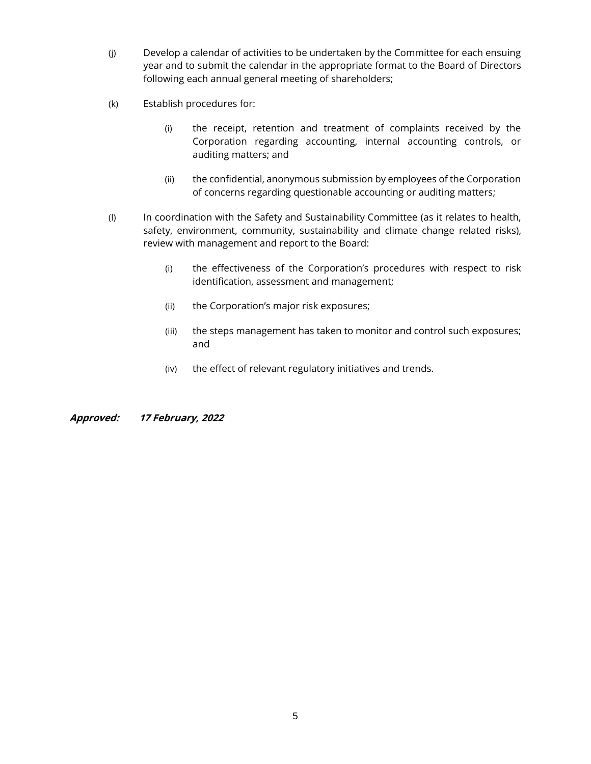(j) Develop a calendar of activities to be undertaken by the Committee for each ensuing year and to submit the calendar in the appropriate format to the Board of Directors following each annual general meeting of shareholders;

(k) Establish procedures for:

   (i) the receipt, retention and treatment of complaints received by the Corporation regarding accounting, internal accounting controls, or auditing matters; and

   (ii) the confidential, anonymous submission by employees of the Corporation of concerns regarding questionable accounting or auditing matters;

(l) In coordination with the Safety and Sustainability Committee (as it relates to health, safety, environment, community, sustainability and climate change related risks), review with management and report to the Board:

   (i) the effectiveness of the Corporation's procedures with respect to risk identification, assessment and management;

   (ii) the Corporation's major risk exposures;

   (iii) the steps management has taken to monitor and control such exposures; and

   (iv) the effect of relevant regulatory initiatives and trends.

***Approved: 17 February, 2022***